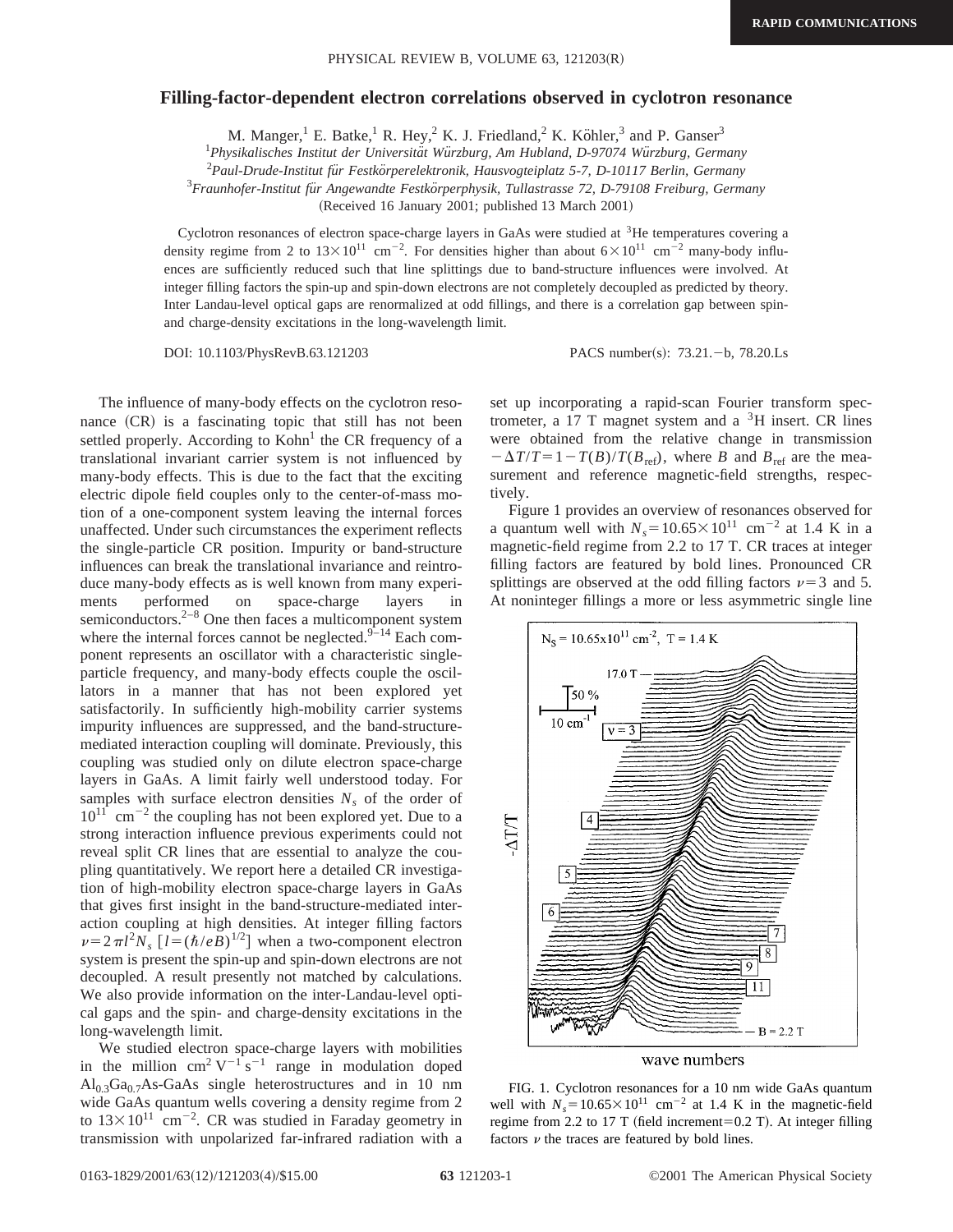# Filling-factor-dependent electron correlations observed in cyclotron resonance

M. Manger,[1] E. Batke,[1] R. Hey,[2] K. J. Friedland,[2] K. Köhler,[3] and P. Ganser[3]

[1]*Physikalisches Institut der Universität Würzburg, Am Hubland, D-97074 Würzburg, Germany*
[2]*Paul-Drude-Institut für Festkörperelektronik, Hausvogteiplatz 5-7, D-10117 Berlin, Germany*
[3]*Fraunhofer-Institut für Angewandte Festkörperphysik, Tullastrasse 72, D-79108 Freiburg, Germany*

(Received 16 January 2001; published 13 March 2001)

Cyclotron resonances of electron space-charge layers in GaAs were studied at $^3$He temperatures covering a density regime from 2 to $13\times10^{11}$ cm$^{-2}$. For densities higher than about $6\times10^{11}$ cm$^{-2}$ many-body influences are sufficiently reduced such that line splittings due to band-structure influences were involved. At integer filling factors the spin-up and spin-down electrons are not completely decoupled as predicted by theory. Inter Landau-level optical gaps are renormalized at odd fillings, and there is a correlation gap between spin- and charge-density excitations in the long-wavelength limit.

DOI: 10.1103/PhysRevB.63.121203 PACS number(s): 73.21.−b, 78.20.Ls

The influence of many-body effects on the cyclotron resonance (CR) is a fascinating topic that still has not been settled properly. According to Kohn[1] the CR frequency of a translational invariant carrier system is not influenced by many-body effects. This is due to the fact that the exciting electric dipole field couples only to the center-of-mass motion of a one-component system leaving the internal forces unaffected. Under such circumstances the experiment reflects the single-particle CR position. Impurity or band-structure influences can break the translational invariance and reintroduce many-body effects as is well known from many experiments performed on space-charge layers in semiconductors.[2–8] One then faces a multicomponent system where the internal forces cannot be neglected.[9–14] Each component represents an oscillator with a characteristic single-particle frequency, and many-body effects couple the oscillators in a manner that has not been explored yet satisfactorily. In sufficiently high-mobility carrier systems impurity influences are suppressed, and the band-structure-mediated interaction coupling will dominate. Previously, this coupling was studied only on dilute electron space-charge layers in GaAs. A limit fairly well understood today. For samples with surface electron densities $N_s$ of the order of $10^{11}$ cm$^{-2}$ the coupling has not been explored yet. Due to a strong interaction influence previous experiments could not reveal split CR lines that are essential to analyze the coupling quantitatively. We report here a detailed CR investigation of high-mobility electron space-charge layers in GaAs that gives first insight in the band-structure-mediated interaction coupling at high densities. At integer filling factors $\nu=2\pi l^2 N_s$ $[l=(\hbar/eB)^{1/2}]$ when a two-component electron system is present the spin-up and spin-down electrons are not decoupled. A result presently not matched by calculations. We also provide information on the inter-Landau-level optical gaps and the spin- and charge-density excitations in the long-wavelength limit.

We studied electron space-charge layers with mobilities in the million cm$^2$ V$^{-1}$ s$^{-1}$ range in modulation doped $Al_{0.3}Ga_{0.7}As$-GaAs single heterostructures and in 10 nm wide GaAs quantum wells covering a density regime from 2 to $13\times10^{11}$ cm$^{-2}$. CR was studied in Faraday geometry in transmission with unpolarized far-infrared radiation with a set up incorporating a rapid-scan Fourier transform spectrometer, a 17 T magnet system and a $^3$H insert. CR lines were obtained from the relative change in transmission $-\Delta T/T = 1 - T(B)/T(B_{\mathrm{ref}})$, where $B$ and $B_{\mathrm{ref}}$ are the measurement and reference magnetic-field strengths, respectively.

Figure 1 provides an overview of resonances observed for a quantum well with $N_s = 10.65\times10^{11}$ cm$^{-2}$ at 1.4 K in a magnetic-field regime from 2.2 to 17 T. CR traces at integer filling factors are featured by bold lines. Pronounced CR splittings are observed at the odd filling factors $\nu=3$ and 5. At noninteger fillings a more or less asymmetric single line

FIG. 1. Cyclotron resonances for a 10 nm wide GaAs quantum well with $N_s = 10.65\times10^{11}$ cm$^{-2}$ at 1.4 K in the magnetic-field regime from 2.2 to 17 T (field increment=0.2 T). At integer filling factors $\nu$ the traces are featured by bold lines.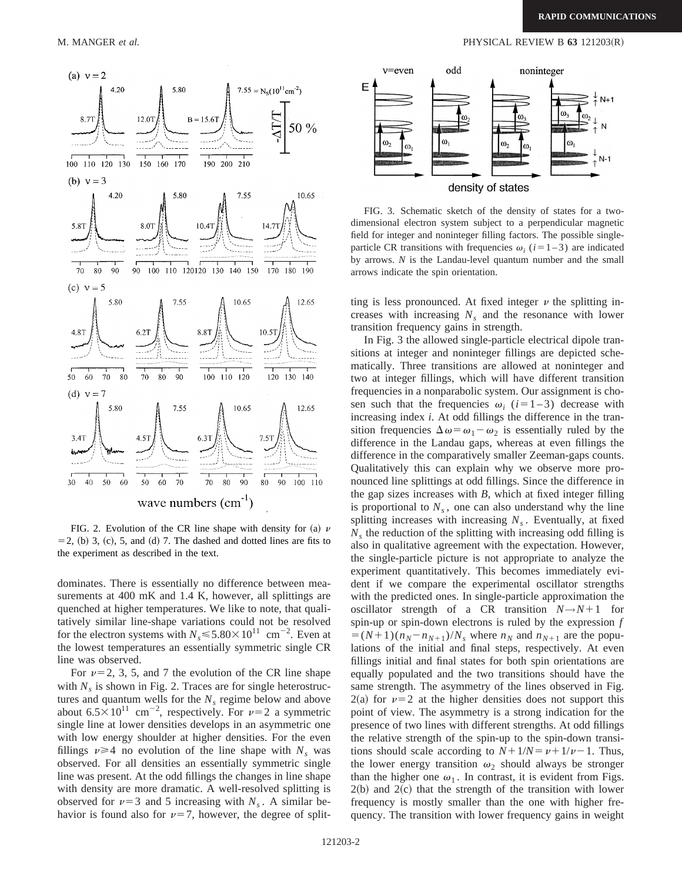FIG. 2. Evolution of the CR line shape with density for (a) $\nu = 2$, (b) 3, (c), 5, and (d) 7. The dashed and dotted lines are fits to the experiment as described in the text.

FIG. 3. Schematic sketch of the density of states for a two-dimensional electron system subject to a perpendicular magnetic field for integer and noninteger filling factors. The possible single-particle CR transitions with frequencies $\omega_i$ ($i=1-3$) are indicated by arrows. $N$ is the Landau-level quantum number and the small arrows indicate the spin orientation.

dominates. There is essentially no difference between measurements at 400 mK and 1.4 K, however, all splittings are quenched at higher temperatures. We like to note, that qualitatively similar line-shape variations could not be resolved for the electron systems with $N_s \leq 5.80 \times 10^{11}$ cm$^{-2}$. Even at the lowest temperatures an essentially symmetric single CR line was observed.

For $\nu=2$, 3, 5, and 7 the evolution of the CR line shape with $N_s$ is shown in Fig. 2. Traces are for single heterostructures and quantum wells for the $N_s$ regime below and above about $6.5 \times 10^{11}$ cm$^{-2}$, respectively. For $\nu=2$ a symmetric single line at lower densities develops in an asymmetric one with low energy shoulder at higher densities. For the even fillings $\nu \geq 4$ no evolution of the line shape with $N_s$ was observed. For all densities an essentially symmetric single line was present. At the odd fillings the changes in line shape with density are more dramatic. A well-resolved splitting is observed for $\nu=3$ and 5 increasing with $N_s$. A similar behavior is found also for $\nu=7$, however, the degree of splitting is less pronounced. At fixed integer $\nu$ the splitting increases with increasing $N_s$ and the resonance with lower transition frequency gains in strength.

In Fig. 3 the allowed single-particle electrical dipole transitions at integer and noninteger fillings are depicted schematically. Three transitions are allowed at noninteger and two at integer fillings, which will have different transition frequencies in a nonparabolic system. Our assignment is chosen such that the frequencies $\omega_i$ ($i=1-3$) decrease with increasing index $i$. At odd fillings the difference in the transition frequencies $\Delta\omega = \omega_1 - \omega_2$ is essentially ruled by the difference in the Landau gaps, whereas at even fillings the difference in the comparatively smaller Zeeman-gaps counts. Qualitatively this can explain why we observe more pronounced line splittings at odd fillings. Since the difference in the gap sizes increases with $B$, which at fixed integer filling is proportional to $N_s$, one can also understand why the line splitting increases with increasing $N_s$. Eventually, at fixed $N_s$ the reduction of the splitting with increasing odd filling is also in qualitative agreement with the expectation. However, the single-particle picture is not appropriate to analyze the experiment quantitatively. This becomes immediately evident if we compare the experimental oscillator strengths with the predicted ones. In single-particle approximation the oscillator strength of a CR transition $N \rightarrow N+1$ for spin-up or spin-down electrons is ruled by the expression $f = (N+1)(n_N - n_{N+1})/N_s$ where $n_N$ and $n_{N+1}$ are the populations of the initial and final steps, respectively. At even fillings initial and final states for both spin orientations are equally populated and the two transitions should have the same strength. The asymmetry of the lines observed in Fig. 2(a) for $\nu=2$ at the higher densities does not support this point of view. The asymmetry is a strong indication for the presence of two lines with different strengths. At odd fillings the relative strength of the spin-up to the spin-down transitions should scale according to $N+1/N = \nu + 1/\nu - 1$. Thus, the lower energy transition $\omega_2$ should always be stronger than the higher one $\omega_1$. In contrast, it is evident from Figs. 2(b) and 2(c) that the strength of the transition with lower frequency is mostly smaller than the one with higher frequency. The transition with lower frequency gains in weight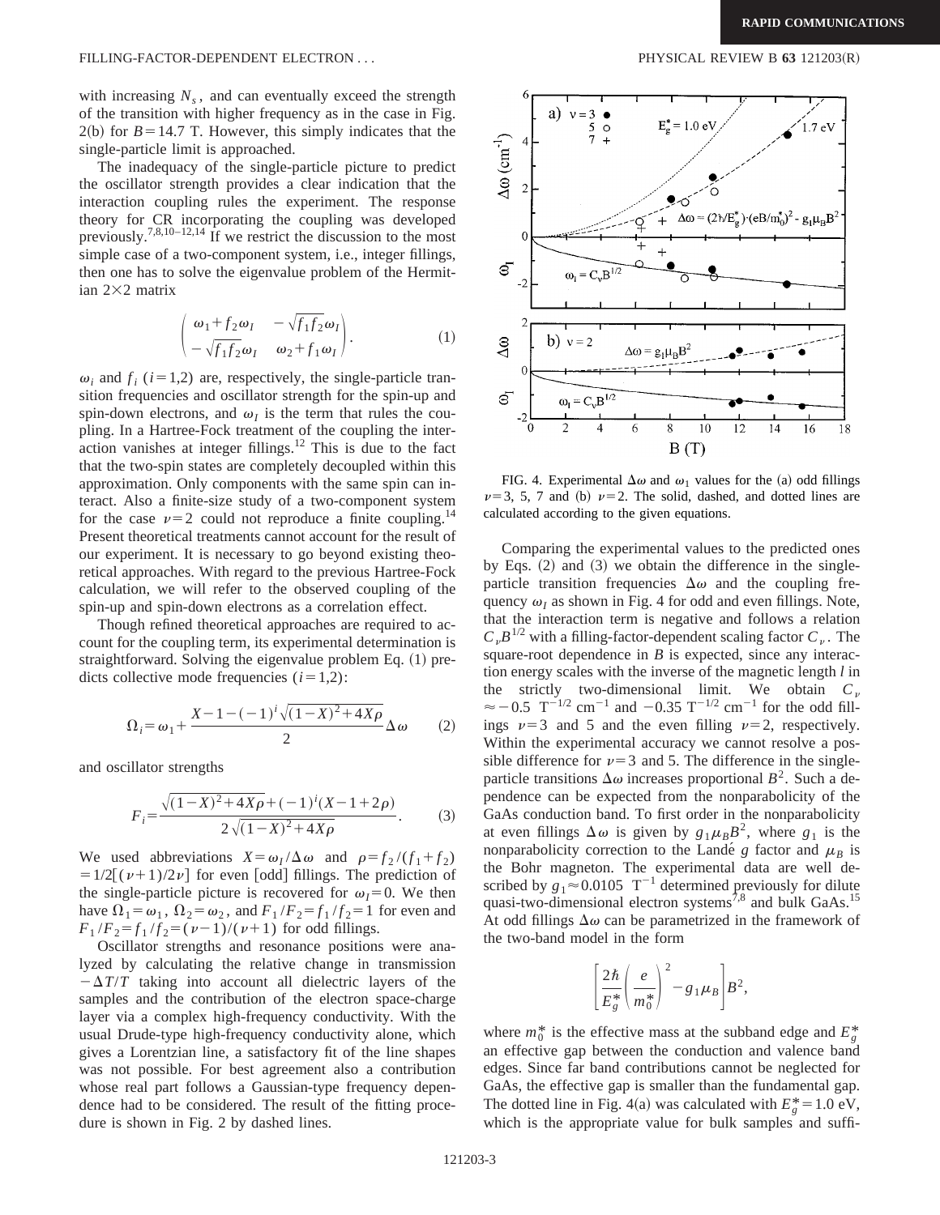with increasing $N_s$, and can eventually exceed the strength of the transition with higher frequency as in the case in Fig. 2(b) for $B=14.7$ T. However, this simply indicates that the single-particle limit is approached.

The inadequacy of the single-particle picture to predict the oscillator strength provides a clear indication that the interaction coupling rules the experiment. The response theory for CR incorporating the coupling was developed previously.[7,8,10–12,14] If we restrict the discussion to the most simple case of a two-component system, i.e., integer fillings, then one has to solve the eigenvalue problem of the Hermitian $2\times2$ matrix

$$\begin{pmatrix} \omega_1+f_2\omega_I & -\sqrt{f_1 f_2}\omega_I \\ -\sqrt{f_1 f_2}\omega_I & \omega_2+f_1\omega_I \end{pmatrix}. \tag{1}$$

$\omega_i$ and $f_i$ ($i=1,2$) are, respectively, the single-particle transition frequencies and oscillator strength for the spin-up and spin-down electrons, and $\omega_I$ is the term that rules the coupling. In a Hartree-Fock treatment of the coupling the interaction vanishes at integer fillings.[12] This is due to the fact that the two-spin states are completely decoupled within this approximation. Only components with the same spin can interact. Also a finite-size study of a two-component system for the case $\nu=2$ could not reproduce a finite coupling.[14] Present theoretical treatments cannot account for the result of our experiment. It is necessary to go beyond existing theoretical approaches. With regard to the previous Hartree-Fock calculation, we will refer to the observed coupling of the spin-up and spin-down electrons as a correlation effect.

Though refined theoretical approaches are required to account for the coupling term, its experimental determination is straightforward. Solving the eigenvalue problem Eq. (1) predicts collective mode frequencies ($i=1,2$):

$$\Omega_i=\omega_1+\frac{X-1-(-1)^i\sqrt{(1-X)^2+4X\rho}}{2}\Delta\omega \tag{2}$$

and oscillator strengths

$$F_i=\frac{\sqrt{(1-X)^2+4X\rho}+(-1)^i(X-1+2\rho)}{2\sqrt{(1-X)^2+4X\rho}}. \tag{3}$$

We used abbreviations $X=\omega_I/\Delta\omega$ and $\rho=f_2/(f_1+f_2)=1/2[(\nu+1)/2\nu]$ for even [odd] fillings. The prediction of the single-particle picture is recovered for $\omega_I=0$. We then have $\Omega_1=\omega_1$, $\Omega_2=\omega_2$, and $F_1/F_2=f_1/f_2=1$ for even and $F_1/F_2=f_1/f_2=(\nu-1)/(\nu+1)$ for odd fillings.

Oscillator strengths and resonance positions were analyzed by calculating the relative change in transmission $-\Delta T/T$ taking into account all dielectric layers of the samples and the contribution of the electron space-charge layer via a complex high-frequency conductivity. With the usual Drude-type high-frequency conductivity alone, which gives a Lorentzian line, a satisfactory fit of the line shapes was not possible. For best agreement also a contribution whose real part follows a Gaussian-type frequency dependence had to be considered. The result of the fitting procedure is shown in Fig. 2 by dashed lines.

FIG. 4. Experimental $\Delta\omega$ and $\omega_1$ values for the (a) odd fillings $\nu=3$, 5, 7 and (b) $\nu=2$. The solid, dashed, and dotted lines are calculated according to the given equations.

Comparing the experimental values to the predicted ones by Eqs. (2) and (3) we obtain the difference in the single-particle transition frequencies $\Delta\omega$ and the coupling frequency $\omega_I$ as shown in Fig. 4 for odd and even fillings. Note, that the interaction term is negative and follows a relation $C_\nu B^{1/2}$ with a filling-factor-dependent scaling factor $C_\nu$. The square-root dependence in $B$ is expected, since any interaction energy scales with the inverse of the magnetic length $l$ in the strictly two-dimensional limit. We obtain $C_\nu \approx -0.5\ \mathrm{T}^{-1/2}\ \mathrm{cm}^{-1}$ and $-0.35\ \mathrm{T}^{-1/2}\ \mathrm{cm}^{-1}$ for the odd fillings $\nu=3$ and 5 and the even filling $\nu=2$, respectively. Within the experimental accuracy we cannot resolve a possible difference for $\nu=3$ and 5. The difference in the single-particle transitions $\Delta\omega$ increases proportional $B^2$. Such a dependence can be expected from the nonparabolicity of the GaAs conduction band. To first order in the nonparabolicity at even fillings $\Delta\omega$ is given by $g_1\mu_B B^2$, where $g_1$ is the nonparabolicity correction to the Landé $g$ factor and $\mu_B$ is the Bohr magneton. The experimental data are well described by $g_1\approx0.0105\ \mathrm{T}^{-1}$ determined previously for dilute quasi-two-dimensional electron systems[7,8] and bulk GaAs.[15] At odd fillings $\Delta\omega$ can be parametrized in the framework of the two-band model in the form

$$\left[\frac{2\hbar}{E_g^*}\left(\frac{e}{m_0^*}\right)^2-g_1\mu_B\right]B^2,$$

where $m_0^*$ is the effective mass at the subband edge and $E_g^*$ an effective gap between the conduction and valence band edges. Since far band contributions cannot be neglected for GaAs, the effective gap is smaller than the fundamental gap. The dotted line in Fig. 4(a) was calculated with $E_g^*=1.0$ eV, which is the appropriate value for bulk samples and suffi-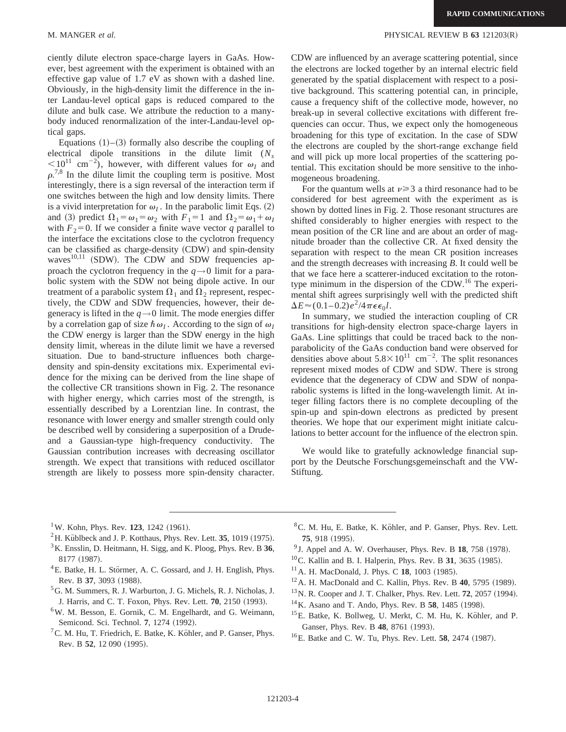ciently dilute electron space-charge layers in GaAs. However, best agreement with the experiment is obtained with an effective gap value of 1.7 eV as shown with a dashed line. Obviously, in the high-density limit the difference in the inter Landau-level optical gaps is reduced compared to the dilute and bulk case. We attribute the reduction to a many-body induced renormalization of the inter-Landau-level optical gaps.

Equations (1)–(3) formally also describe the coupling of electrical dipole transitions in the dilute limit ($N_s < 10^{11}$ cm$^{-2}$), however, with different values for $\omega_I$ and $\rho$.[7,8] In the dilute limit the coupling term is positive. Most interestingly, there is a sign reversal of the interaction term if one switches between the high and low density limits. There is a vivid interpretation for $\omega_I$. In the parabolic limit Eqs. (2) and (3) predict $\Omega_1 = \omega_1 = \omega_2$ with $F_1 = 1$ and $\Omega_2 = \omega_1 + \omega_I$ with $F_2 = 0$. If we consider a finite wave vector $q$ parallel to the interface the excitations close to the cyclotron frequency can be classified as charge-density (CDW) and spin-density waves[10,11] (SDW). The CDW and SDW frequencies approach the cyclotron frequency in the $q \rightarrow 0$ limit for a parabolic system with the SDW not being dipole active. In our treatment of a parabolic system $\Omega_1$ and $\Omega_2$ represent, respectively, the CDW and SDW frequencies, however, their degeneracy is lifted in the $q \rightarrow 0$ limit. The mode energies differ by a correlation gap of size $\hbar \omega_I$. According to the sign of $\omega_I$ the CDW energy is larger than the SDW energy in the high density limit, whereas in the dilute limit we have a reversed situation. Due to band-structure influences both charge-density and spin-density excitations mix. Experimental evidence for the mixing can be derived from the line shape of the collective CR transitions shown in Fig. 2. The resonance with higher energy, which carries most of the strength, is essentially described by a Lorentzian line. In contrast, the resonance with lower energy and smaller strength could only be described well by considering a superposition of a Drude- and a Gaussian-type high-frequency conductivity. The Gaussian contribution increases with decreasing oscillator strength. We expect that transitions with reduced oscillator strength are likely to possess more spin-density character. CDW are influenced by an average scattering potential, since the electrons are locked together by an internal electric field generated by the spatial displacement with respect to a positive background. This scattering potential can, in principle, cause a frequency shift of the collective mode, however, no break-up in several collective excitations with different frequencies can occur. Thus, we expect only the homogeneous broadening for this type of excitation. In the case of SDW the electrons are coupled by the short-range exchange field and will pick up more local properties of the scattering potential. This excitation should be more sensitive to the inhomogeneous broadening.

For the quantum wells at $\nu \geqslant 3$ a third resonance had to be considered for best agreement with the experiment as is shown by dotted lines in Fig. 2. Those resonant structures are shifted considerably to higher energies with respect to the mean position of the CR line and are about an order of magnitude broader than the collective CR. At fixed density the separation with respect to the mean CR position increases and the strength decreases with increasing $B$. It could well be that we face here a scatterer-induced excitation to the roton-type minimum in the dispersion of the CDW.[16] The experimental shift agrees surprisingly well with the predicted shift $\Delta E \approx (0.1\text{–}0.2) e^2/4\pi\epsilon\epsilon_0 l$.

In summary, we studied the interaction coupling of CR transitions for high-density electron space-charge layers in GaAs. Line splittings that could be traced back to the nonparabolicity of the GaAs conduction band were observed for densities above about $5.8 \times 10^{11}$ cm$^{-2}$. The split resonances represent mixed modes of CDW and SDW. There is strong evidence that the degeneracy of CDW and SDW of nonparabolic systems is lifted in the long-wavelength limit. At integer filling factors there is no complete decoupling of the spin-up and spin-down electrons as predicted by present theories. We hope that our experiment might initiate calculations to better account for the influence of the electron spin.

We would like to gratefully acknowledge financial support by the Deutsche Forschungsgemeinschaft and the VW-Stiftung.

---

[1] W. Kohn, Phys. Rev. **123**, 1242 (1961).
[2] H. Küblbeck and J. P. Kotthaus, Phys. Rev. Lett. **35**, 1019 (1975).
[3] K. Ensslin, D. Heitmann, H. Sigg, and K. Ploog, Phys. Rev. B **36**, 8177 (1987).
[4] E. Batke, H. L. Störmer, A. C. Gossard, and J. H. English, Phys. Rev. B **37**, 3093 (1988).
[5] G. M. Summers, R. J. Warburton, J. G. Michels, R. J. Nicholas, J. J. Harris, and C. T. Foxon, Phys. Rev. Lett. **70**, 2150 (1993).
[6] W. M. Besson, E. Gornik, C. M. Engelhardt, and G. Weimann, Semicond. Sci. Technol. **7**, 1274 (1992).
[7] C. M. Hu, T. Friedrich, E. Batke, K. Köhler, and P. Ganser, Phys. Rev. B **52**, 12 090 (1995).
[8] C. M. Hu, E. Batke, K. Köhler, and P. Ganser, Phys. Rev. Lett. **75**, 918 (1995).
[9] J. Appel and A. W. Overhauser, Phys. Rev. B **18**, 758 (1978).
[10] C. Kallin and B. I. Halperin, Phys. Rev. B **31**, 3635 (1985).
[11] A. H. MacDonald, J. Phys. C **18**, 1003 (1985).
[12] A. H. MacDonald and C. Kallin, Phys. Rev. B **40**, 5795 (1989).
[13] N. R. Cooper and J. T. Chalker, Phys. Rev. Lett. **72**, 2057 (1994).
[14] K. Asano and T. Ando, Phys. Rev. B **58**, 1485 (1998).
[15] E. Batke, K. Bollweg, U. Merkt, C. M. Hu, K. Köhler, and P. Ganser, Phys. Rev. B **48**, 8761 (1993).
[16] E. Batke and C. W. Tu, Phys. Rev. Lett. **58**, 2474 (1987).